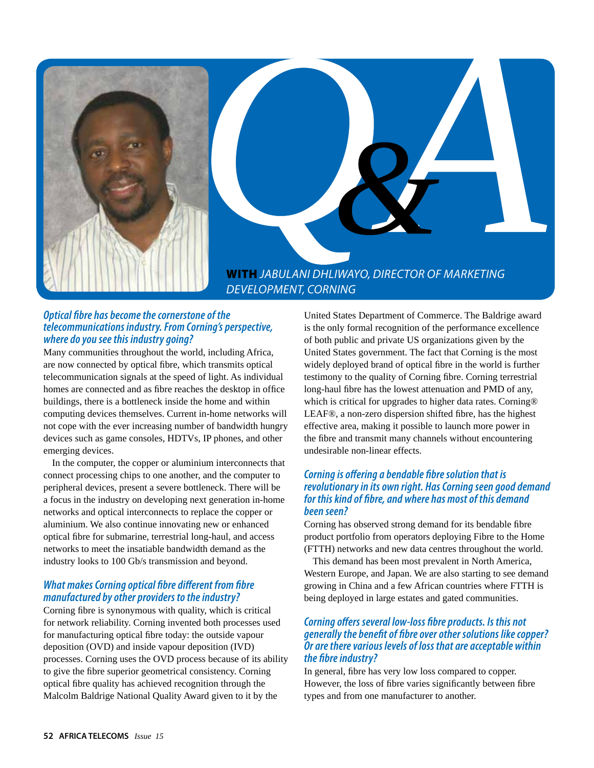# Q&A

**WITH** *JABULANI DHLIWAYO, DIRECTOR OF MARKETING DEVELOPMENT, CORNING*

### *Optical fibre has become the cornerstone of the telecommunications industry. From Corning's perspective, where do you see this industry going?*

Many communities throughout the world, including Africa, are now connected by optical fibre, which transmits optical telecommunication signals at the speed of light. As individual homes are connected and as fibre reaches the desktop in office buildings, there is a bottleneck inside the home and within computing devices themselves. Current in-home networks will not cope with the ever increasing number of bandwidth hungry devices such as game consoles, HDTVs, IP phones, and other emerging devices.

In the computer, the copper or aluminium interconnects that connect processing chips to one another, and the computer to peripheral devices, present a severe bottleneck. There will be a focus in the industry on developing next generation in-home networks and optical interconnects to replace the copper or aluminium. We also continue innovating new or enhanced optical fibre for submarine, terrestrial long-haul, and access networks to meet the insatiable bandwidth demand as the industry looks to 100 Gb/s transmission and beyond.

### *What makes Corning optical fibre different from fibre manufactured by other providers to the industry?*

Corning fibre is synonymous with quality, which is critical for network reliability. Corning invented both processes used for manufacturing optical fibre today: the outside vapour deposition (OVD) and inside vapour deposition (IVD) processes. Corning uses the OVD process because of its ability to give the fibre superior geometrical consistency. Corning optical fibre quality has achieved recognition through the Malcolm Baldrige National Quality Award given to it by the United States Department of Commerce. The Baldrige award is the only formal recognition of the performance excellence of both public and private US organizations given by the United States government. The fact that Corning is the most widely deployed brand of optical fibre in the world is further testimony to the quality of Corning fibre. Corning terrestrial long-haul fibre has the lowest attenuation and PMD of any, which is critical for upgrades to higher data rates. Corning® LEAF®, a non-zero dispersion shifted fibre, has the highest effective area, making it possible to launch more power in the fibre and transmit many channels without encountering undesirable non-linear effects.

### *Corning is offering a bendable fibre solution that is revolutionary in its own right. Has Corning seen good demand for this kind of fibre, and where has most of this demand been seen?*

Corning has observed strong demand for its bendable fibre product portfolio from operators deploying Fibre to the Home (FTTH) networks and new data centres throughout the world.

This demand has been most prevalent in North America, Western Europe, and Japan. We are also starting to see demand growing in China and a few African countries where FTTH is being deployed in large estates and gated communities.

### *Corning offers several low-loss fibre products. Is this not generally the benefit of fibre over other solutions like copper? Or are there various levels of loss that are acceptable within the fibre industry?*

In general, fibre has very low loss compared to copper. However, the loss of fibre varies significantly between fibre types and from one manufacturer to another.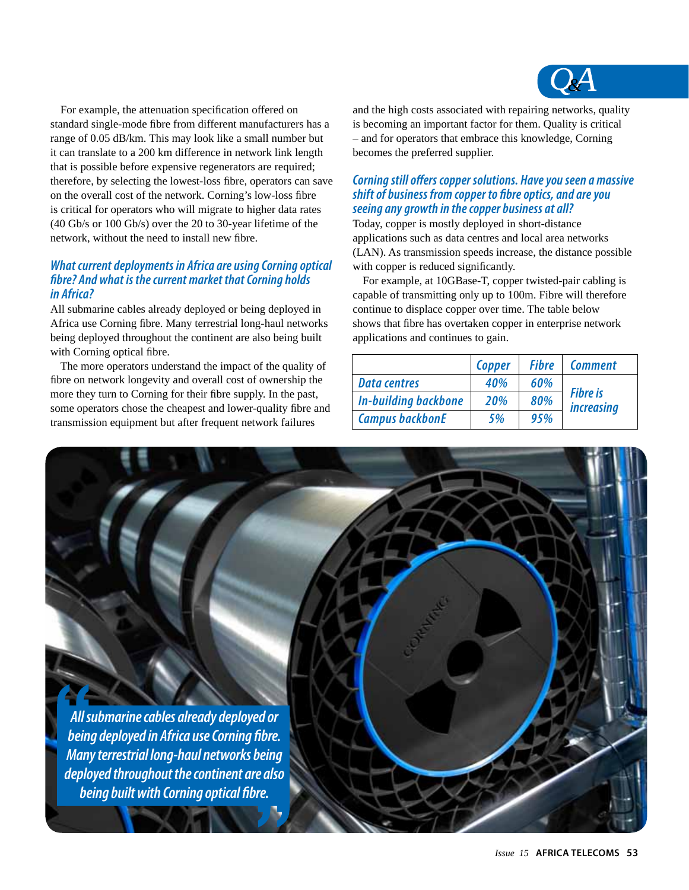For example, the attenuation specification offered on standard single-mode fibre from different manufacturers has a range of 0.05 dB/km. This may look like a small number but it can translate to a 200 km difference in network link length that is possible before expensive regenerators are required; therefore, by selecting the lowest-loss fibre, operators can save on the overall cost of the network. Corning's low-loss fibre is critical for operators who will migrate to higher data rates (40 Gb/s or 100 Gb/s) over the 20 to 30-year lifetime of the network, without the need to install new fibre.

### What current deployments in Africa are using Corning optical fibre? And what is the current market that Corning holds in Africa?

All submarine cables already deployed or being deployed in Africa use Corning fibre. Many terrestrial long-haul networks being deployed throughout the continent are also being built with Corning optical fibre.

The more operators understand the impact of the quality of fibre on network longevity and overall cost of ownership the more they turn to Corning for their fibre supply. In the past, some operators chose the cheapest and lower-quality fibre and transmission equipment but after frequent network failures and the high costs associated with repairing networks, quality is becoming an important factor for them. Quality is critical – and for operators that embrace this knowledge, Corning becomes the preferred supplier.

### Corning still offers copper solutions. Have you seen a massive shift of business from copper to fibre optics, and are you seeing any growth in the copper business at all?

Today, copper is mostly deployed in short-distance applications such as data centres and local area networks (LAN). As transmission speeds increase, the distance possible with copper is reduced significantly.

For example, at 10GBase-T, copper twisted-pair cabling is capable of transmitting only up to 100m. Fibre will therefore continue to displace copper over time. The table below shows that fibre has overtaken copper in enterprise network applications and continues to gain.

| | Copper | Fibre | Comment |
|---|---|---|---|
| Data centres | 40% | 60% | Fibre is increasing |
| In-building backbone | 20% | 80% | |
| Campus backbonE | 5% | 95% | |

> All submarine cables already deployed or being deployed in Africa use Corning fibre. Many terrestrial long-haul networks being deployed throughout the continent are also being built with Corning optical fibre.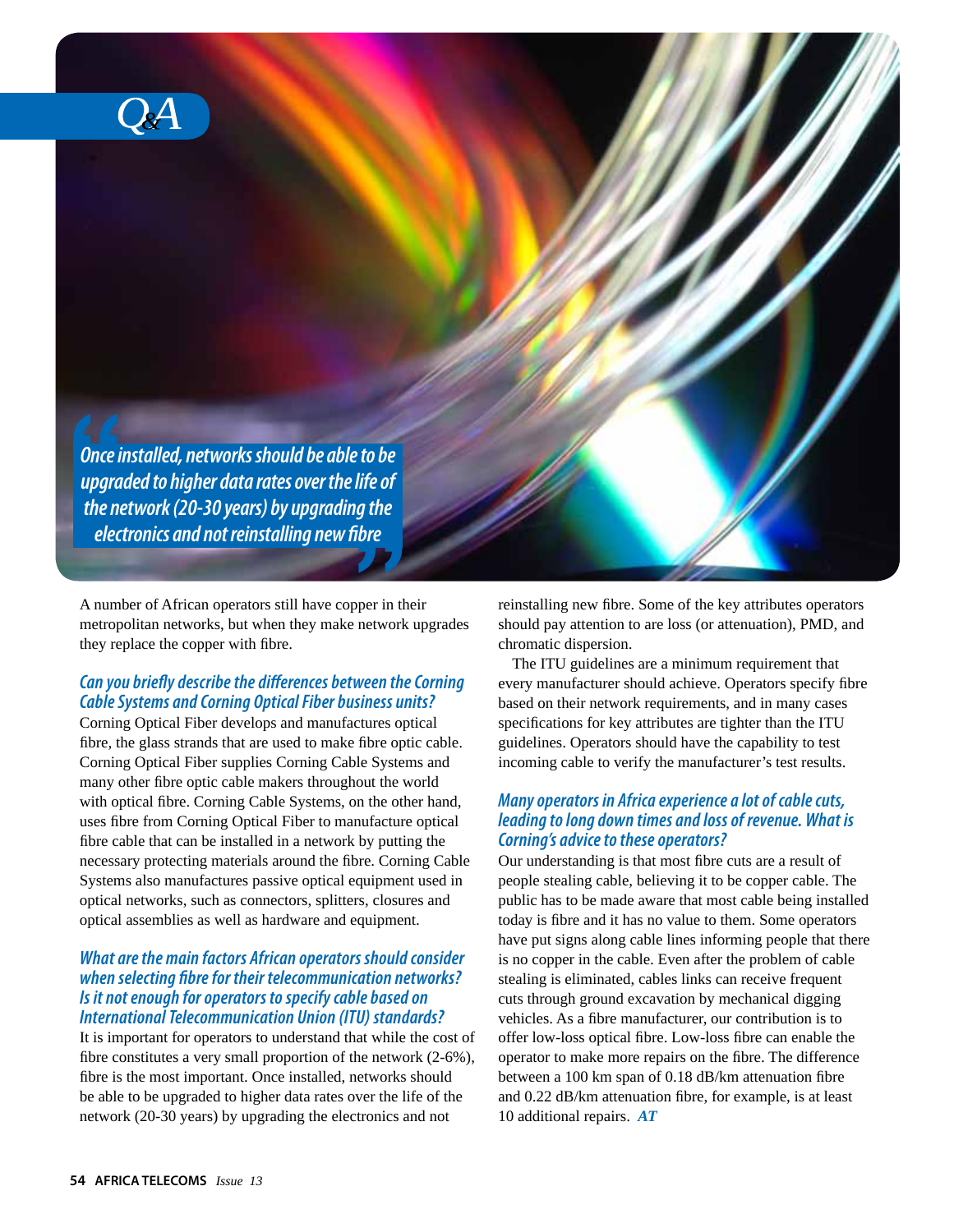# Q&A

> *Once installed, networks should be able to be upgraded to higher data rates over the life of the network (20-30 years) by upgrading the electronics and not reinstalling new fibre*

A number of African operators still have copper in their metropolitan networks, but when they make network upgrades they replace the copper with fibre.

### *Can you briefly describe the differences between the Corning Cable Systems and Corning Optical Fiber business units?*

Corning Optical Fiber develops and manufactures optical fibre, the glass strands that are used to make fibre optic cable. Corning Optical Fiber supplies Corning Cable Systems and many other fibre optic cable makers throughout the world with optical fibre. Corning Cable Systems, on the other hand, uses fibre from Corning Optical Fiber to manufacture optical fibre cable that can be installed in a network by putting the necessary protecting materials around the fibre. Corning Cable Systems also manufactures passive optical equipment used in optical networks, such as connectors, splitters, closures and optical assemblies as well as hardware and equipment.

### *What are the main factors African operators should consider when selecting fibre for their telecommunication networks? Is it not enough for operators to specify cable based on International Telecommunication Union (ITU) standards?*

It is important for operators to understand that while the cost of fibre constitutes a very small proportion of the network (2-6%), fibre is the most important. Once installed, networks should be able to be upgraded to higher data rates over the life of the network (20-30 years) by upgrading the electronics and not reinstalling new fibre. Some of the key attributes operators should pay attention to are loss (or attenuation), PMD, and chromatic dispersion.

The ITU guidelines are a minimum requirement that every manufacturer should achieve. Operators specify fibre based on their network requirements, and in many cases specifications for key attributes are tighter than the ITU guidelines. Operators should have the capability to test incoming cable to verify the manufacturer's test results.

### *Many operators in Africa experience a lot of cable cuts, leading to long down times and loss of revenue. What is Corning's advice to these operators?*

Our understanding is that most fibre cuts are a result of people stealing cable, believing it to be copper cable. The public has to be made aware that most cable being installed today is fibre and it has no value to them. Some operators have put signs along cable lines informing people that there is no copper in the cable. Even after the problem of cable stealing is eliminated, cables links can receive frequent cuts through ground excavation by mechanical digging vehicles. As a fibre manufacturer, our contribution is to offer low-loss optical fibre. Low-loss fibre can enable the operator to make more repairs on the fibre. The difference between a 100 km span of 0.18 dB/km attenuation fibre and 0.22 dB/km attenuation fibre, for example, is at least 10 additional repairs. ***AT***